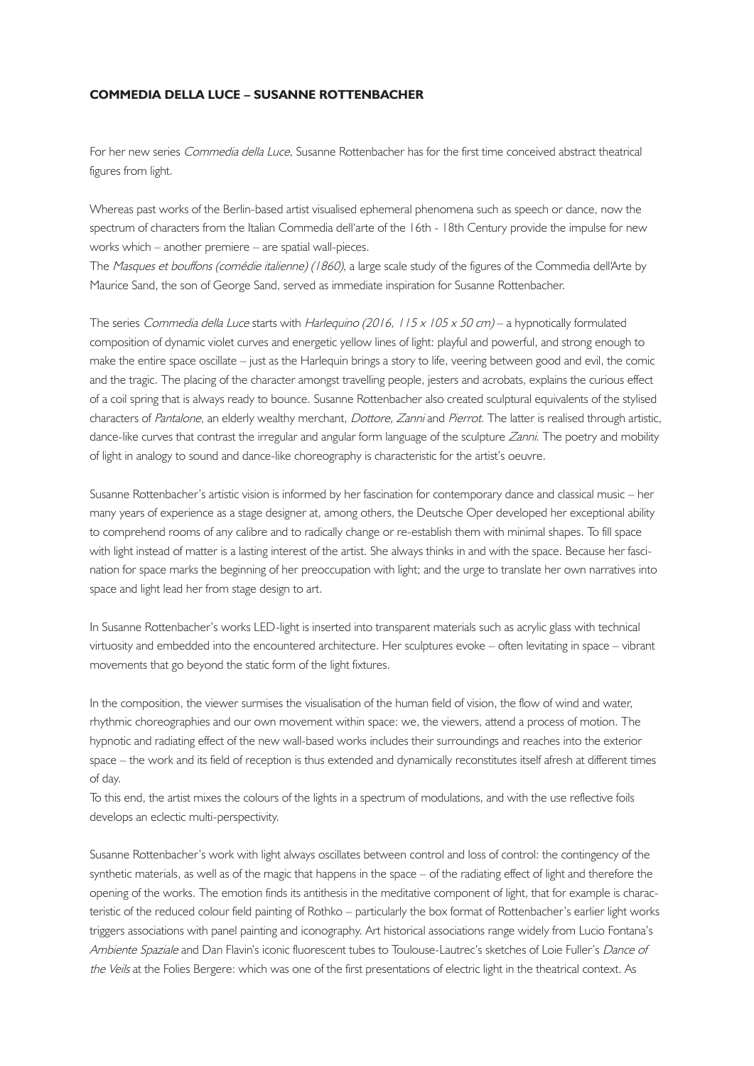**COMMEDIA DELLA LUCE – SUSANNE ROTTENBACHER**

For her new series *Commedia della Luce*, Susanne Rottenbacher has for the first time conceived abstract theatrical figures from light.

Whereas past works of the Berlin-based artist visualised ephemeral phenomena such as speech or dance, now the spectrum of characters from the Italian Commedia dell'arte of the 16th - 18th Century provide the impulse for new works which – another premiere – are spatial wall-pieces.
The *Masques et bouffons (comédie italienne) (1860)*, a large scale study of the figures of the Commedia dell'Arte by Maurice Sand, the son of George Sand, served as immediate inspiration for Susanne Rottenbacher.

The series *Commedia della Luce* starts with *Harlequino (2016, 115 x 105 x 50 cm)* – a hypnotically formulated composition of dynamic violet curves and energetic yellow lines of light: playful and powerful, and strong enough to make the entire space oscillate – just as the Harlequin brings a story to life, veering between good and evil, the comic and the tragic. The placing of the character amongst travelling people, jesters and acrobats, explains the curious effect of a coil spring that is always ready to bounce. Susanne Rottenbacher also created sculptural equivalents of the stylised characters of *Pantalone*, an elderly wealthy merchant, *Dottore, Zanni* and *Pierrot*. The latter is realised through artistic, dance-like curves that contrast the irregular and angular form language of the sculpture *Zanni*. The poetry and mobility of light in analogy to sound and dance-like choreography is characteristic for the artist's oeuvre.

Susanne Rottenbacher's artistic vision is informed by her fascination for contemporary dance and classical music – her many years of experience as a stage designer at, among others, the Deutsche Oper developed her exceptional ability to comprehend rooms of any calibre and to radically change or re-establish them with minimal shapes. To fill space with light instead of matter is a lasting interest of the artist. She always thinks in and with the space. Because her fascination for space marks the beginning of her preoccupation with light; and the urge to translate her own narratives into space and light lead her from stage design to art.

In Susanne Rottenbacher's works LED-light is inserted into transparent materials such as acrylic glass with technical virtuosity and embedded into the encountered architecture. Her sculptures evoke – often levitating in space – vibrant movements that go beyond the static form of the light fixtures.

In the composition, the viewer surmises the visualisation of the human field of vision, the flow of wind and water, rhythmic choreographies and our own movement within space: we, the viewers, attend a process of motion. The hypnotic and radiating effect of the new wall-based works includes their surroundings and reaches into the exterior space – the work and its field of reception is thus extended and dynamically reconstitutes itself afresh at different times of day.
To this end, the artist mixes the colours of the lights in a spectrum of modulations, and with the use reflective foils develops an eclectic multi-perspectivity.

Susanne Rottenbacher's work with light always oscillates between control and loss of control: the contingency of the synthetic materials, as well as of the magic that happens in the space – of the radiating effect of light and therefore the opening of the works. The emotion finds its antithesis in the meditative component of light, that for example is characteristic of the reduced colour field painting of Rothko – particularly the box format of Rottenbacher's earlier light works triggers associations with panel painting and iconography. Art historical associations range widely from Lucio Fontana's *Ambiente Spaziale* and Dan Flavin's iconic fluorescent tubes to Toulouse-Lautrec's sketches of Loie Fuller's *Dance of the Veils* at the Folies Bergere: which was one of the first presentations of electric light in the theatrical context. As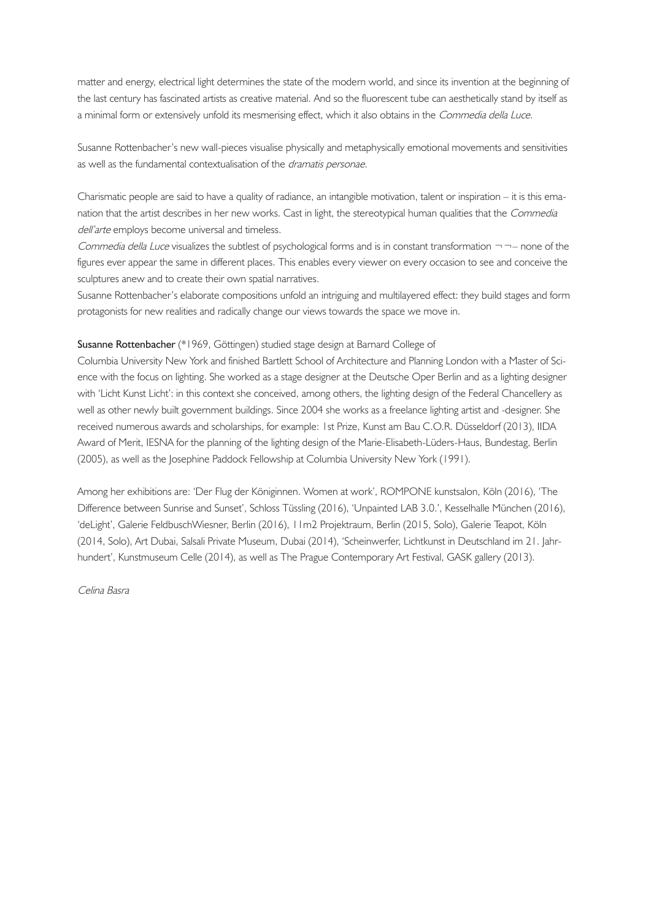matter and energy, electrical light determines the state of the modern world, and since its invention at the beginning of the last century has fascinated artists as creative material. And so the fluorescent tube can aesthetically stand by itself as a minimal form or extensively unfold its mesmerising effect, which it also obtains in the *Commedia della Luce*.

Susanne Rottenbacher's new wall-pieces visualise physically and metaphysically emotional movements and sensitivities as well as the fundamental contextualisation of the *dramatis personae*.

Charismatic people are said to have a quality of radiance, an intangible motivation, talent or inspiration – it is this emanation that the artist describes in her new works. Cast in light, the stereotypical human qualities that the *Commedia dell'arte* employs become universal and timeless.

*Commedia della Luce* visualizes the subtlest of psychological forms and is in constant transformation ¬¬– none of the figures ever appear the same in different places. This enables every viewer on every occasion to see and conceive the sculptures anew and to create their own spatial narratives.

Susanne Rottenbacher's elaborate compositions unfold an intriguing and multilayered effect: they build stages and form protagonists for new realities and radically change our views towards the space we move in.

**Susanne Rottenbacher** (*1969, Göttingen) studied stage design at Barnard College of Columbia University New York and finished Bartlett School of Architecture and Planning London with a Master of Science with the focus on lighting. She worked as a stage designer at the Deutsche Oper Berlin and as a lighting designer with 'Licht Kunst Licht': in this context she conceived, among others, the lighting design of the Federal Chancellery as well as other newly built government buildings. Since 2004 she works as a freelance lighting artist and -designer. She received numerous awards and scholarships, for example: 1st Prize, Kunst am Bau C.O.R. Düsseldorf (2013), IIDA Award of Merit, IESNA for the planning of the lighting design of the Marie-Elisabeth-Lüders-Haus, Bundestag, Berlin (2005), as well as the Josephine Paddock Fellowship at Columbia University New York (1991).

Among her exhibitions are: 'Der Flug der Königinnen. Women at work', ROMPONE kunstsalon, Köln (2016), 'The Difference between Sunrise and Sunset', Schloss Tüssling (2016), 'Unpainted LAB 3.0.', Kesselhalle München (2016), 'deLight', Galerie FeldbuschWiesner, Berlin (2016), 11m2 Projektraum, Berlin (2015, Solo), Galerie Teapot, Köln (2014, Solo), Art Dubai, Salsali Private Museum, Dubai (2014), 'Scheinwerfer, Lichtkunst in Deutschland im 21. Jahrhundert', Kunstmuseum Celle (2014), as well as The Prague Contemporary Art Festival, GASK gallery (2013).

*Celina Basra*